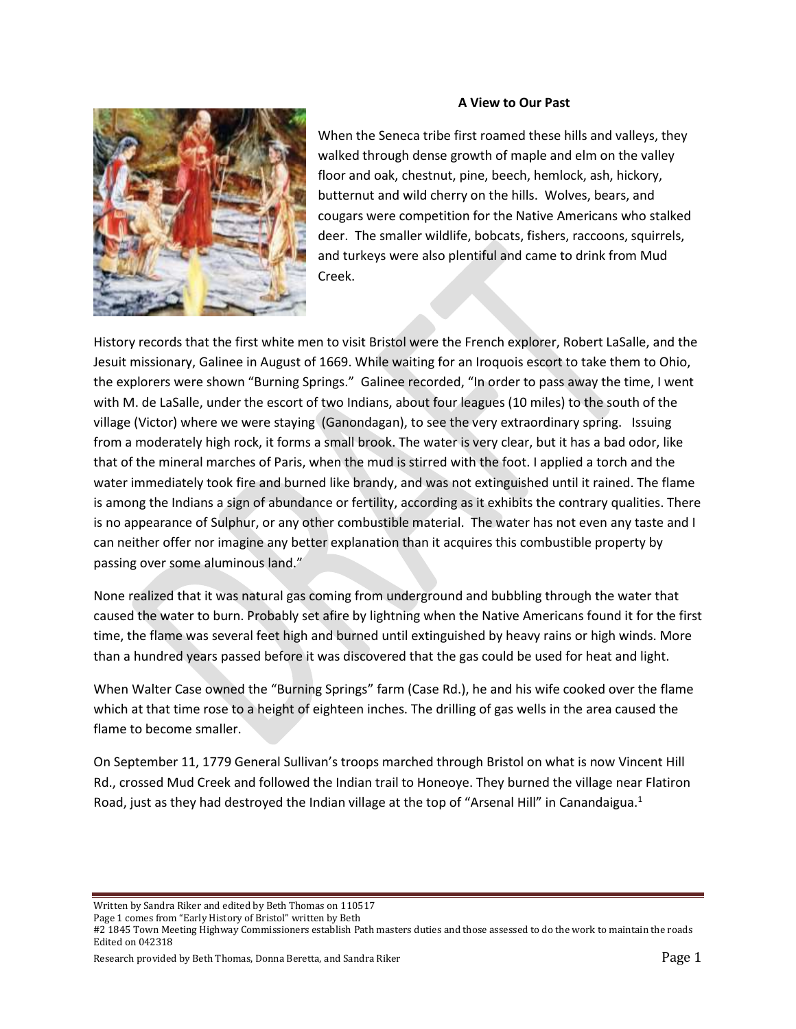### A View to Our Past

When the Seneca tribe first roamed these hills and valleys, they walked through dense growth of maple and elm on the valley floor and oak, chestnut, pine, beech, hemlock, ash, hickory, butternut and wild cherry on the hills. Wolves, bears, and cougars were competition for the Native Americans who stalked deer. The smaller wildlife, bobcats, fishers, raccoons, squirrels, and turkeys were also plentiful and came to drink from Mud Creek.

History records that the first white men to visit Bristol were the French explorer, Robert LaSalle, and the Jesuit missionary, Galinee in August of 1669. While waiting for an Iroquois escort to take them to Ohio, the explorers were shown "Burning Springs." Galinee recorded, "In order to pass away the time, I went with M. de LaSalle, under the escort of two Indians, about four leagues (10 miles) to the south of the village (Victor) where we were staying (Ganondagan), to see the very extraordinary spring. Issuing from a moderately high rock, it forms a small brook. The water is very clear, but it has a bad odor, like that of the mineral marches of Paris, when the mud is stirred with the foot. I applied a torch and the water immediately took fire and burned like brandy, and was not extinguished until it rained. The flame is among the Indians a sign of abundance or fertility, according as it exhibits the contrary qualities. There is no appearance of Sulphur, or any other combustible material. The water has not even any taste and I can neither offer nor imagine any better explanation than it acquires this combustible property by passing over some aluminous land."

None realized that it was natural gas coming from underground and bubbling through the water that caused the water to burn. Probably set afire by lightning when the Native Americans found it for the first time, the flame was several feet high and burned until extinguished by heavy rains or high winds. More than a hundred years passed before it was discovered that the gas could be used for heat and light.

When Walter Case owned the "Burning Springs" farm (Case Rd.), he and his wife cooked over the flame which at that time rose to a height of eighteen inches. The drilling of gas wells in the area caused the flame to become smaller.

On September 11, 1779 General Sullivan's troops marched through Bristol on what is now Vincent Hill Rd., crossed Mud Creek and followed the Indian trail to Honeoye. They burned the village near Flatiron Road, just as they had destroyed the Indian village at the top of "Arsenal Hill" in Canandaigua.[1]

---

Written by Sandra Riker and edited by Beth Thomas on 110517

Page 1 comes from "Early History of Bristol" written by Beth

#2 1845 Town Meeting Highway Commissioners establish Path masters duties and those assessed to do the work to maintain the roads Edited on 042318

Research provided by Beth Thomas, Donna Beretta, and Sandra Riker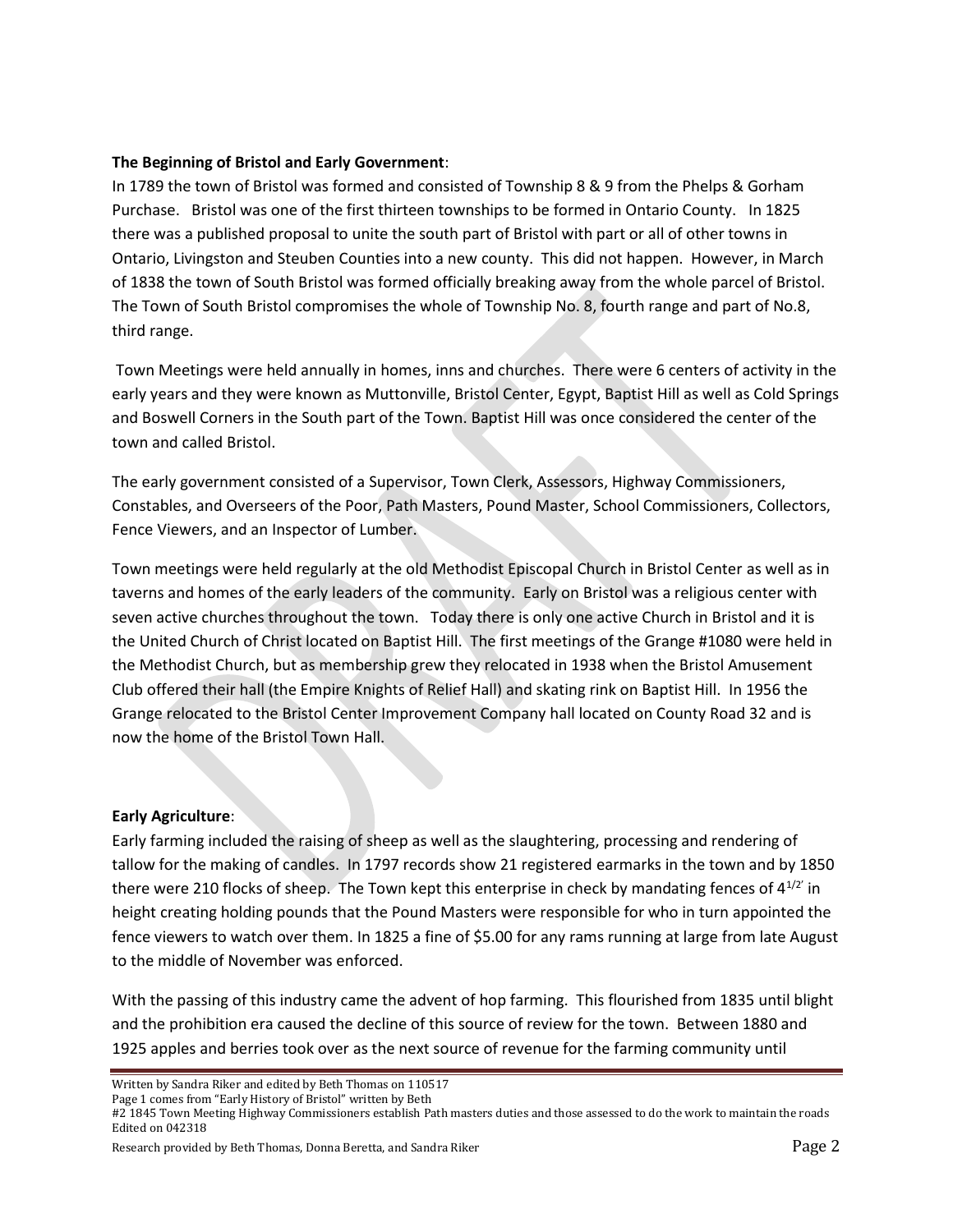**The Beginning of Bristol and Early Government**:

In 1789 the town of Bristol was formed and consisted of Township 8 & 9 from the Phelps & Gorham Purchase. Bristol was one of the first thirteen townships to be formed in Ontario County. In 1825 there was a published proposal to unite the south part of Bristol with part or all of other towns in Ontario, Livingston and Steuben Counties into a new county. This did not happen. However, in March of 1838 the town of South Bristol was formed officially breaking away from the whole parcel of Bristol. The Town of South Bristol compromises the whole of Township No. 8, fourth range and part of No.8, third range.

Town Meetings were held annually in homes, inns and churches. There were 6 centers of activity in the early years and they were known as Muttonville, Bristol Center, Egypt, Baptist Hill as well as Cold Springs and Boswell Corners in the South part of the Town. Baptist Hill was once considered the center of the town and called Bristol.

The early government consisted of a Supervisor, Town Clerk, Assessors, Highway Commissioners, Constables, and Overseers of the Poor, Path Masters, Pound Master, School Commissioners, Collectors, Fence Viewers, and an Inspector of Lumber.

Town meetings were held regularly at the old Methodist Episcopal Church in Bristol Center as well as in taverns and homes of the early leaders of the community. Early on Bristol was a religious center with seven active churches throughout the town. Today there is only one active Church in Bristol and it is the United Church of Christ located on Baptist Hill. The first meetings of the Grange #1080 were held in the Methodist Church, but as membership grew they relocated in 1938 when the Bristol Amusement Club offered their hall (the Empire Knights of Relief Hall) and skating rink on Baptist Hill. In 1956 the Grange relocated to the Bristol Center Improvement Company hall located on County Road 32 and is now the home of the Bristol Town Hall.

**Early Agriculture**:

Early farming included the raising of sheep as well as the slaughtering, processing and rendering of tallow for the making of candles. In 1797 records show 21 registered earmarks in the town and by 1850 there were 210 flocks of sheep. The Town kept this enterprise in check by mandating fences of $4^{1/2'}$ in height creating holding pounds that the Pound Masters were responsible for who in turn appointed the fence viewers to watch over them. In 1825 a fine of $5.00 for any rams running at large from late August to the middle of November was enforced.

With the passing of this industry came the advent of hop farming. This flourished from 1835 until blight and the prohibition era caused the decline of this source of review for the town. Between 1880 and 1925 apples and berries took over as the next source of revenue for the farming community until

Written by Sandra Riker and edited by Beth Thomas on 110517
Page 1 comes from "Early History of Bristol" written by Beth
#2 1845 Town Meeting Highway Commissioners establish Path masters duties and those assessed to do the work to maintain the roads
Edited on 042318

Research provided by Beth Thomas, Donna Beretta, and Sandra Riker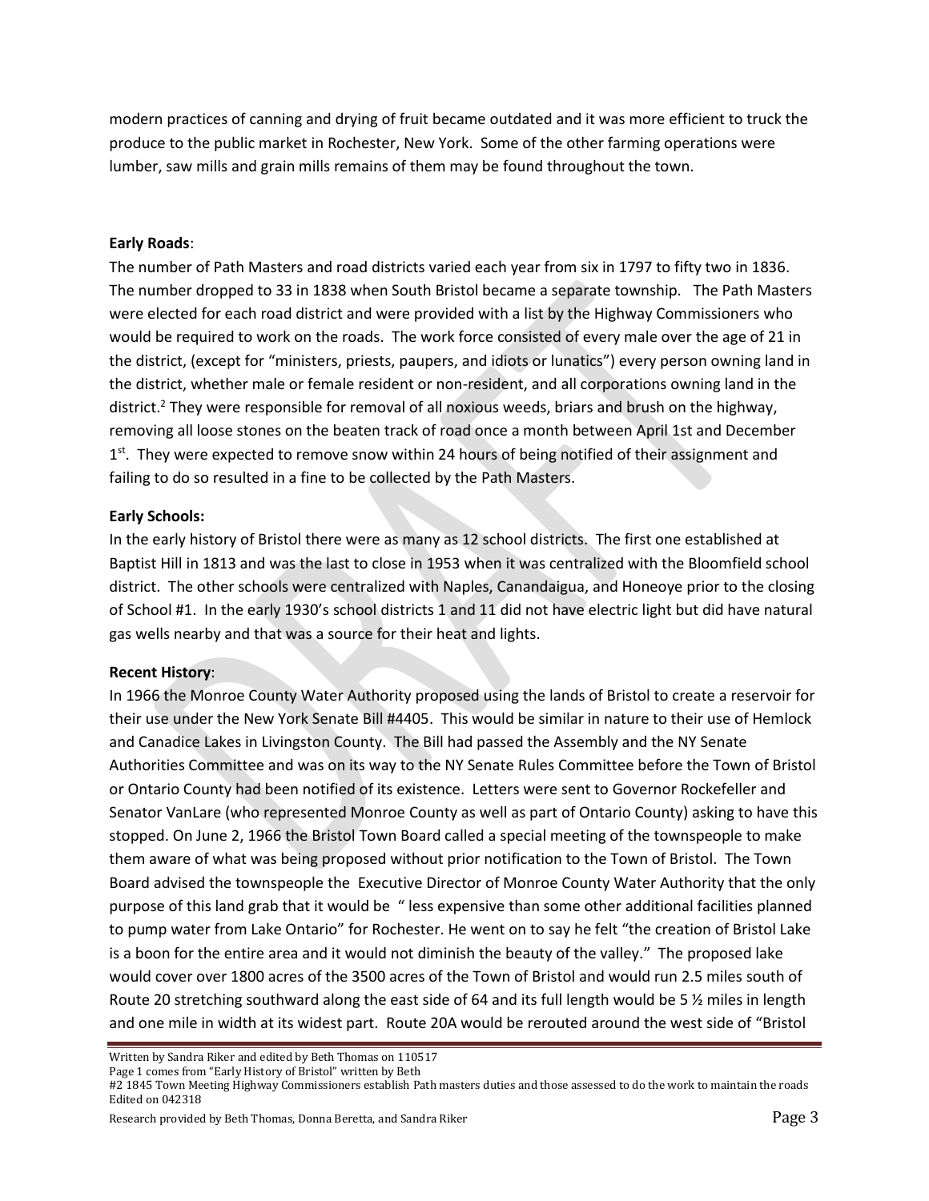modern practices of canning and drying of fruit became outdated and it was more efficient to truck the produce to the public market in Rochester, New York. Some of the other farming operations were lumber, saw mills and grain mills remains of them may be found throughout the town.

**Early Roads**:

The number of Path Masters and road districts varied each year from six in 1797 to fifty two in 1836. The number dropped to 33 in 1838 when South Bristol became a separate township. The Path Masters were elected for each road district and were provided with a list by the Highway Commissioners who would be required to work on the roads. The work force consisted of every male over the age of 21 in the district, (except for "ministers, priests, paupers, and idiots or lunatics") every person owning land in the district, whether male or female resident or non-resident, and all corporations owning land in the district.[2] They were responsible for removal of all noxious weeds, briars and brush on the highway, removing all loose stones on the beaten track of road once a month between April 1st and December 1st. They were expected to remove snow within 24 hours of being notified of their assignment and failing to do so resulted in a fine to be collected by the Path Masters.

**Early Schools:**

In the early history of Bristol there were as many as 12 school districts. The first one established at Baptist Hill in 1813 and was the last to close in 1953 when it was centralized with the Bloomfield school district. The other schools were centralized with Naples, Canandaigua, and Honeoye prior to the closing of School #1. In the early 1930's school districts 1 and 11 did not have electric light but did have natural gas wells nearby and that was a source for their heat and lights.

**Recent History**:

In 1966 the Monroe County Water Authority proposed using the lands of Bristol to create a reservoir for their use under the New York Senate Bill #4405. This would be similar in nature to their use of Hemlock and Canadice Lakes in Livingston County. The Bill had passed the Assembly and the NY Senate Authorities Committee and was on its way to the NY Senate Rules Committee before the Town of Bristol or Ontario County had been notified of its existence. Letters were sent to Governor Rockefeller and Senator VanLare (who represented Monroe County as well as part of Ontario County) asking to have this stopped. On June 2, 1966 the Bristol Town Board called a special meeting of the townspeople to make them aware of what was being proposed without prior notification to the Town of Bristol. The Town Board advised the townspeople the Executive Director of Monroe County Water Authority that the only purpose of this land grab that it would be " less expensive than some other additional facilities planned to pump water from Lake Ontario" for Rochester. He went on to say he felt "the creation of Bristol Lake is a boon for the entire area and it would not diminish the beauty of the valley." The proposed lake would cover over 1800 acres of the 3500 acres of the Town of Bristol and would run 2.5 miles south of Route 20 stretching southward along the east side of 64 and its full length would be 5 ½ miles in length and one mile in width at its widest part. Route 20A would be rerouted around the west side of "Bristol

---

Written by Sandra Riker and edited by Beth Thomas on 110517

Page 1 comes from "Early History of Bristol" written by Beth

#2 1845 Town Meeting Highway Commissioners establish Path masters duties and those assessed to do the work to maintain the roads

Edited on 042318

Research provided by Beth Thomas, Donna Beretta, and Sandra Riker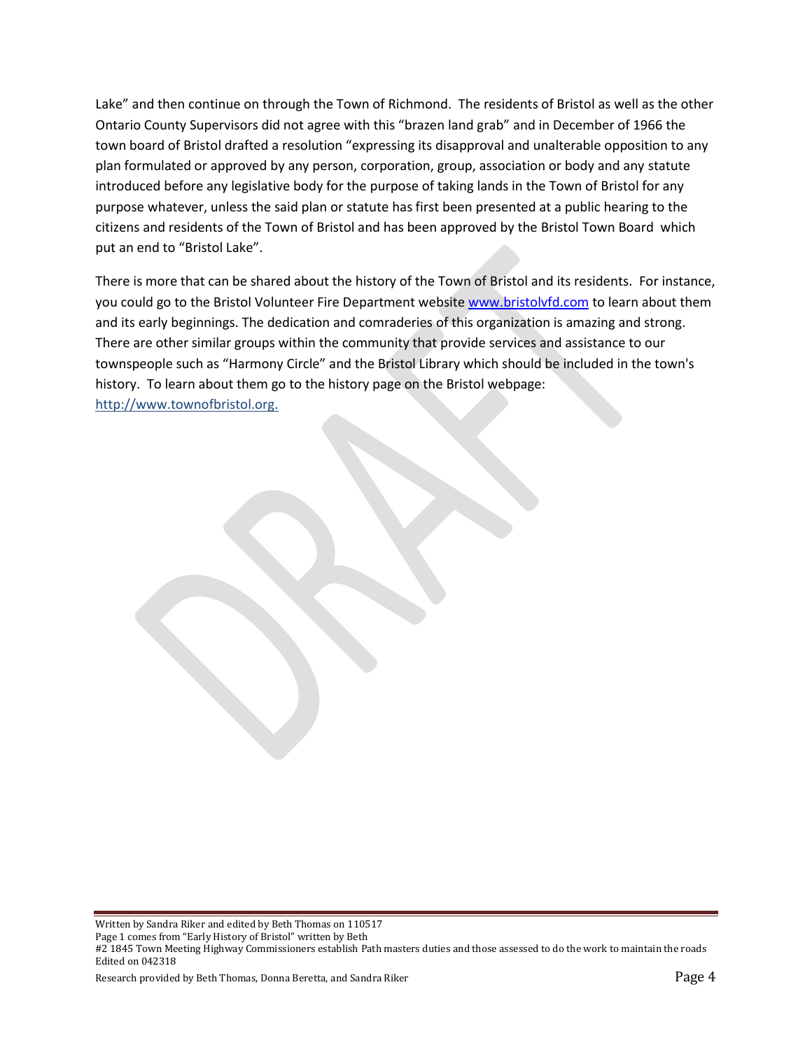Lake" and then continue on through the Town of Richmond. The residents of Bristol as well as the other Ontario County Supervisors did not agree with this "brazen land grab" and in December of 1966 the town board of Bristol drafted a resolution "expressing its disapproval and unalterable opposition to any plan formulated or approved by any person, corporation, group, association or body and any statute introduced before any legislative body for the purpose of taking lands in the Town of Bristol for any purpose whatever, unless the said plan or statute has first been presented at a public hearing to the citizens and residents of the Town of Bristol and has been approved by the Bristol Town Board which put an end to "Bristol Lake".

There is more that can be shared about the history of the Town of Bristol and its residents. For instance, you could go to the Bristol Volunteer Fire Department website [www.bristolvfd.com](http://www.bristolvfd.com) to learn about them and its early beginnings. The dedication and comraderies of this organization is amazing and strong. There are other similar groups within the community that provide services and assistance to our townspeople such as "Harmony Circle" and the Bristol Library which should be included in the town's history. To learn about them go to the history page on the Bristol webpage: [http://www.townofbristol.org.](http://www.townofbristol.org)

Written by Sandra Riker and edited by Beth Thomas on 110517
Page 1 comes from "Early History of Bristol" written by Beth
#2 1845 Town Meeting Highway Commissioners establish Path masters duties and those assessed to do the work to maintain the roads
Edited on 042318
Research provided by Beth Thomas, Donna Beretta, and Sandra Riker